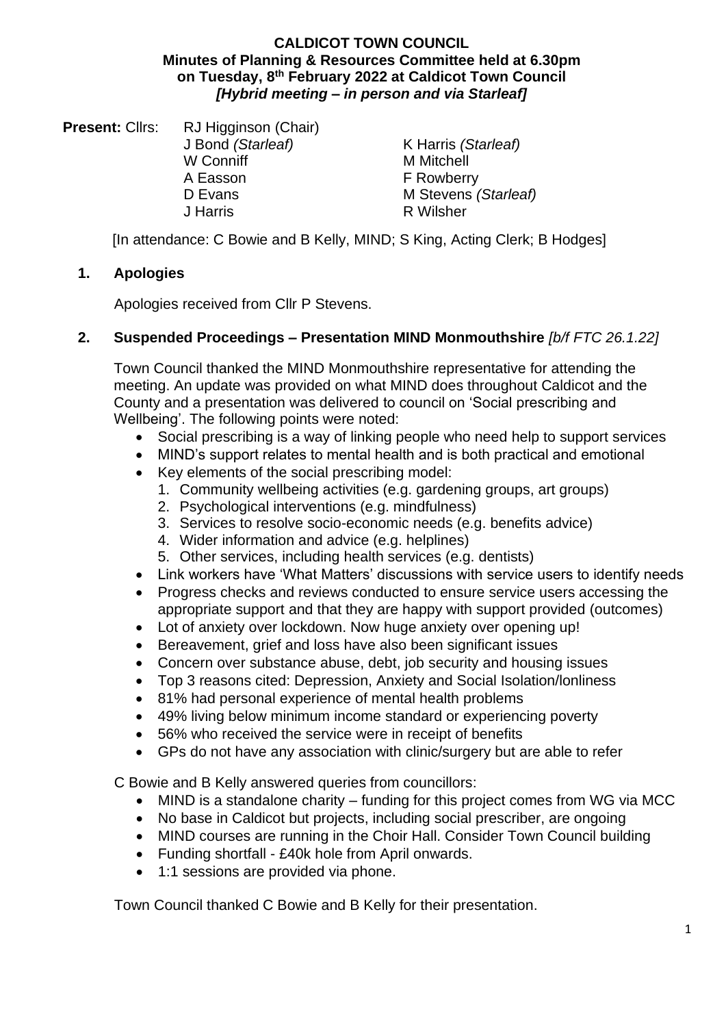**CALDICOT TOWN COUNCIL**
**Minutes of Planning & Resources Committee held at 6.30pm on Tuesday, 8th February 2022 at Caldicot Town Council**
***[Hybrid meeting – in person and via Starleaf]***

**Present:** Cllrs: RJ Higginson (Chair)
J Bond *(Starleaf)*
W Conniff
A Easson
D Evans
J Harris
K Harris *(Starleaf)*
M Mitchell
F Rowberry
M Stevens *(Starleaf)*
R Wilsher

[In attendance: C Bowie and B Kelly, MIND; S King, Acting Clerk; B Hodges]

## 1. Apologies

Apologies received from Cllr P Stevens.

## 2. Suspended Proceedings – Presentation MIND Monmouthshire *[b/f FTC 26.1.22]*

Town Council thanked the MIND Monmouthshire representative for attending the meeting. An update was provided on what MIND does throughout Caldicot and the County and a presentation was delivered to council on 'Social prescribing and Wellbeing'. The following points were noted:

- Social prescribing is a way of linking people who need help to support services
- MIND's support relates to mental health and is both practical and emotional
- Key elements of the social prescribing model:
  1. Community wellbeing activities (e.g. gardening groups, art groups)
  2. Psychological interventions (e.g. mindfulness)
  3. Services to resolve socio-economic needs (e.g. benefits advice)
  4. Wider information and advice (e.g. helplines)
  5. Other services, including health services (e.g. dentists)
- Link workers have 'What Matters' discussions with service users to identify needs
- Progress checks and reviews conducted to ensure service users accessing the appropriate support and that they are happy with support provided (outcomes)
- Lot of anxiety over lockdown. Now huge anxiety over opening up!
- Bereavement, grief and loss have also been significant issues
- Concern over substance abuse, debt, job security and housing issues
- Top 3 reasons cited: Depression, Anxiety and Social Isolation/lonliness
- 81% had personal experience of mental health problems
- 49% living below minimum income standard or experiencing poverty
- 56% who received the service were in receipt of benefits
- GPs do not have any association with clinic/surgery but are able to refer

C Bowie and B Kelly answered queries from councillors:

- MIND is a standalone charity – funding for this project comes from WG via MCC
- No base in Caldicot but projects, including social prescriber, are ongoing
- MIND courses are running in the Choir Hall. Consider Town Council building
- Funding shortfall - £40k hole from April onwards.
- 1:1 sessions are provided via phone.

Town Council thanked C Bowie and B Kelly for their presentation.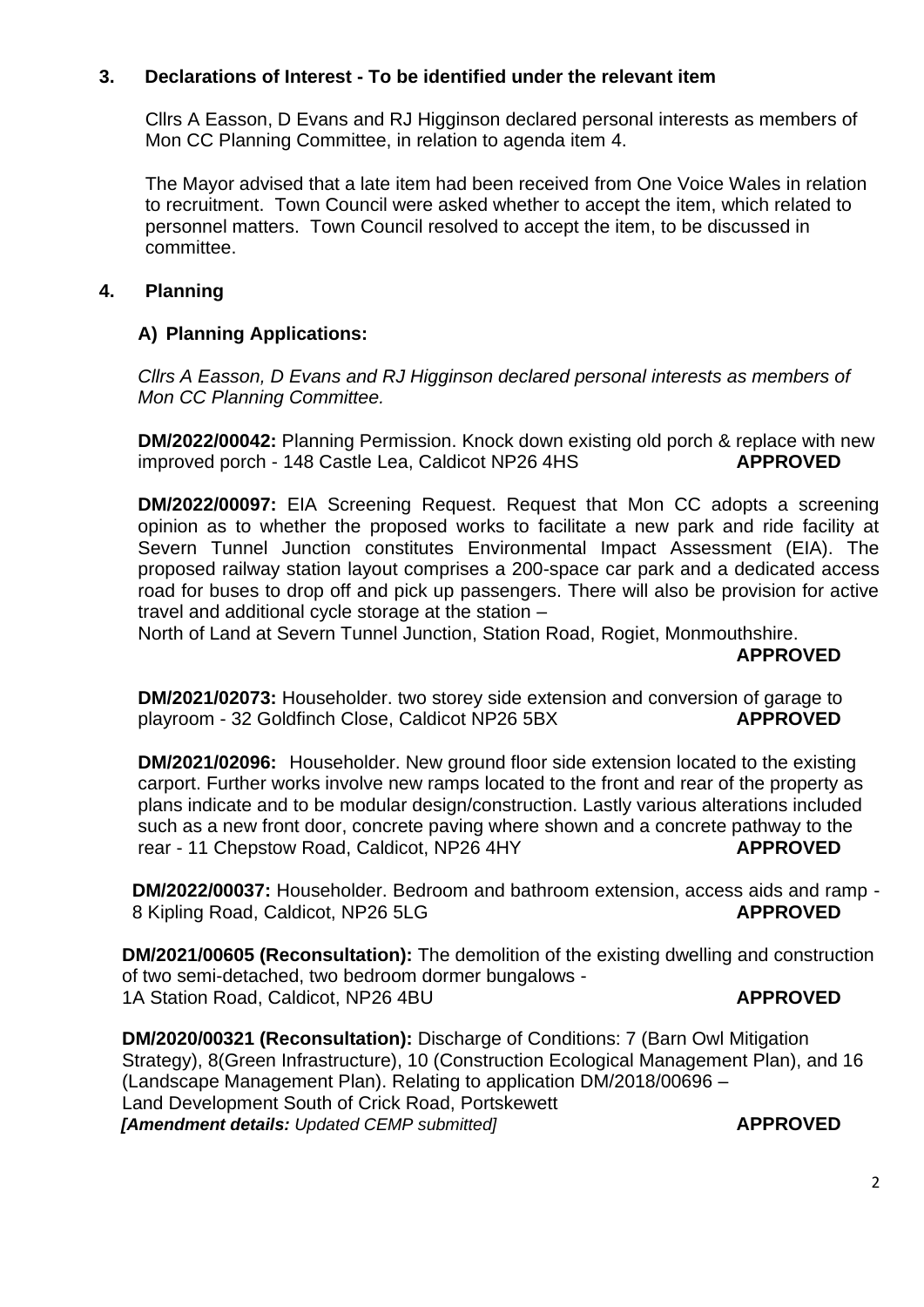## 3. Declarations of Interest - To be identified under the relevant item

Cllrs A Easson, D Evans and RJ Higginson declared personal interests as members of Mon CC Planning Committee, in relation to agenda item 4.

The Mayor advised that a late item had been received from One Voice Wales in relation to recruitment. Town Council were asked whether to accept the item, which related to personnel matters. Town Council resolved to accept the item, to be discussed in committee.

## 4. Planning

### A) Planning Applications:

*Cllrs A Easson, D Evans and RJ Higginson declared personal interests as members of Mon CC Planning Committee.*

**DM/2022/00042:** Planning Permission. Knock down existing old porch & replace with new improved porch - 148 Castle Lea, Caldicot NP26 4HS **APPROVED**

**DM/2022/00097:** EIA Screening Request. Request that Mon CC adopts a screening opinion as to whether the proposed works to facilitate a new park and ride facility at Severn Tunnel Junction constitutes Environmental Impact Assessment (EIA). The proposed railway station layout comprises a 200-space car park and a dedicated access road for buses to drop off and pick up passengers. There will also be provision for active travel and additional cycle storage at the station –
North of Land at Severn Tunnel Junction, Station Road, Rogiet, Monmouthshire.
**APPROVED**

**DM/2021/02073:** Householder. two storey side extension and conversion of garage to playroom - 32 Goldfinch Close, Caldicot NP26 5BX **APPROVED**

**DM/2021/02096:** Householder. New ground floor side extension located to the existing carport. Further works involve new ramps located to the front and rear of the property as plans indicate and to be modular design/construction. Lastly various alterations included such as a new front door, concrete paving where shown and a concrete pathway to the rear - 11 Chepstow Road, Caldicot, NP26 4HY **APPROVED**

**DM/2022/00037:** Householder. Bedroom and bathroom extension, access aids and ramp - 8 Kipling Road, Caldicot, NP26 5LG **APPROVED**

**DM/2021/00605 (Reconsultation):** The demolition of the existing dwelling and construction of two semi-detached, two bedroom dormer bungalows -
1A Station Road, Caldicot, NP26 4BU **APPROVED**

**DM/2020/00321 (Reconsultation):** Discharge of Conditions: 7 (Barn Owl Mitigation Strategy), 8(Green Infrastructure), 10 (Construction Ecological Management Plan), and 16 (Landscape Management Plan). Relating to application DM/2018/00696 –
Land Development South of Crick Road, Portskewett
***[Amendment details:** Updated CEMP submitted]* **APPROVED**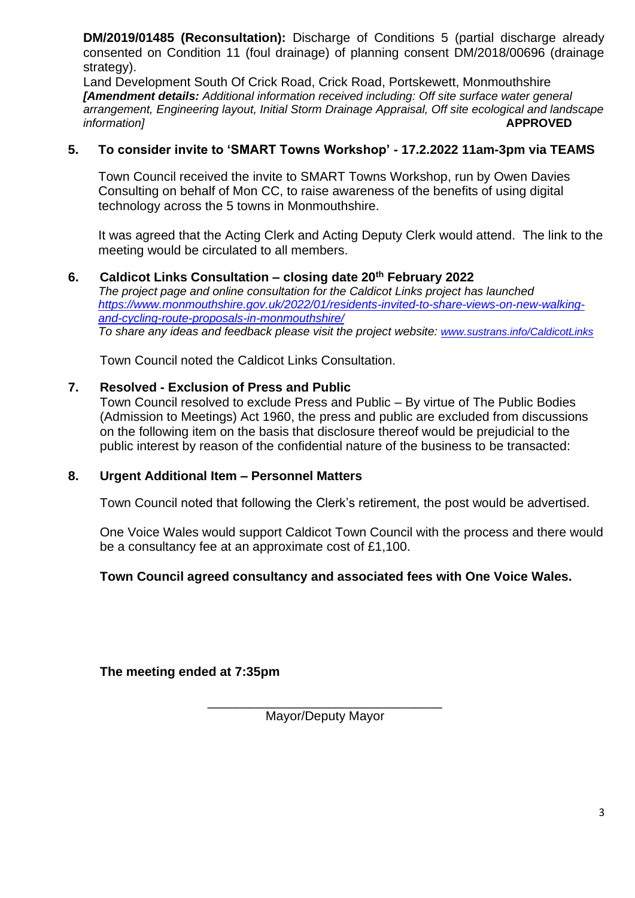**DM/2019/01485 (Reconsultation):** Discharge of Conditions 5 (partial discharge already consented on Condition 11 (foul drainage) of planning consent DM/2018/00696 (drainage strategy).

Land Development South Of Crick Road, Crick Road, Portskewett, Monmouthshire
***[Amendment details:** Additional information received including: Off site surface water general arrangement, Engineering layout, Initial Storm Drainage Appraisal, Off site ecological and landscape information]* **APPROVED**

**5. To consider invite to 'SMART Towns Workshop' - 17.2.2022 11am-3pm via TEAMS**

Town Council received the invite to SMART Towns Workshop, run by Owen Davies Consulting on behalf of Mon CC, to raise awareness of the benefits of using digital technology across the 5 towns in Monmouthshire.

It was agreed that the Acting Clerk and Acting Deputy Clerk would attend. The link to the meeting would be circulated to all members.

**6. Caldicot Links Consultation – closing date 20th February 2022**

*The project page and online consultation for the Caldicot Links project has launched [https://www.monmouthshire.gov.uk/2022/01/residents-invited-to-share-views-on-new-walking-and-cycling-route-proposals-in-monmouthshire/](https://www.monmouthshire.gov.uk/2022/01/residents-invited-to-share-views-on-new-walking-and-cycling-route-proposals-in-monmouthshire/)*
*To share any ideas and feedback please visit the project website: [www.sustrans.info/CaldicotLinks](http://www.sustrans.info/CaldicotLinks)*

Town Council noted the Caldicot Links Consultation.

**7. Resolved - Exclusion of Press and Public**

Town Council resolved to exclude Press and Public – By virtue of The Public Bodies (Admission to Meetings) Act 1960, the press and public are excluded from discussions on the following item on the basis that disclosure thereof would be prejudicial to the public interest by reason of the confidential nature of the business to be transacted:

**8. Urgent Additional Item – Personnel Matters**

Town Council noted that following the Clerk's retirement, the post would be advertised.

One Voice Wales would support Caldicot Town Council with the process and there would be a consultancy fee at an approximate cost of £1,100.

**Town Council agreed consultancy and associated fees with One Voice Wales.**

**The meeting ended at 7:35pm**

\_\_\_\_\_\_\_\_\_\_\_\_\_\_\_\_\_\_\_\_\_\_\_\_\_\_\_\_\_\_\_\_

Mayor/Deputy Mayor